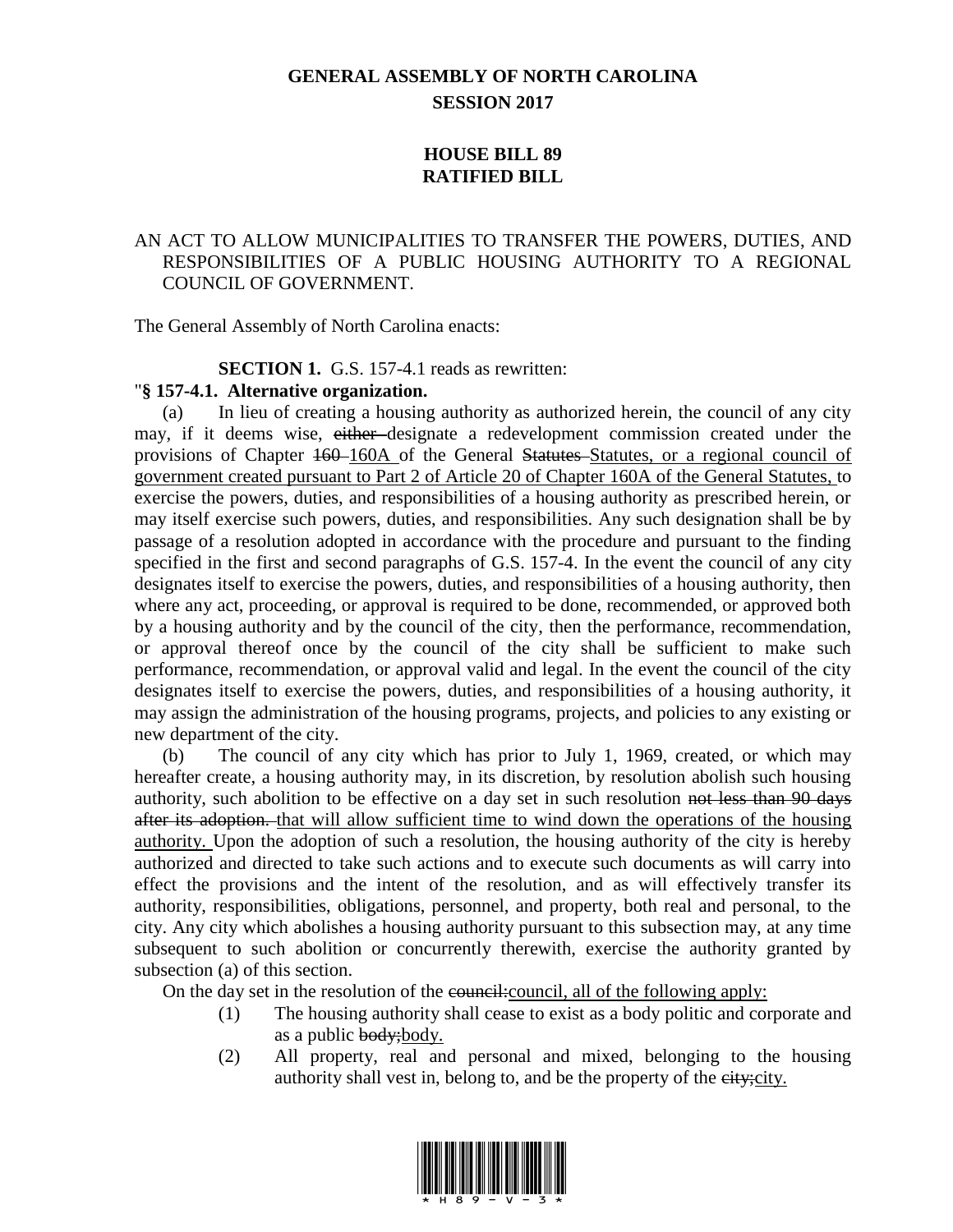# GENERAL ASSEMBLY OF NORTH CAROLINA
## SESSION 2017

## HOUSE BILL 89
## RATIFIED BILL

AN ACT TO ALLOW MUNICIPALITIES TO TRANSFER THE POWERS, DUTIES, AND RESPONSIBILITIES OF A PUBLIC HOUSING AUTHORITY TO A REGIONAL COUNCIL OF GOVERNMENT.

The General Assembly of North Carolina enacts:

**SECTION 1.** G.S. 157-4.1 reads as rewritten:

"**§ 157-4.1. Alternative organization.**

(a) In lieu of creating a housing authority as authorized herein, the council of any city may, if it deems wise, ~~either~~ designate a redevelopment commission created under the provisions of Chapter ~~160~~ 160A of the General ~~Statutes~~ Statutes, or a regional council of government created pursuant to Part 2 of Article 20 of Chapter 160A of the General Statutes, to exercise the powers, duties, and responsibilities of a housing authority as prescribed herein, or may itself exercise such powers, duties, and responsibilities. Any such designation shall be by passage of a resolution adopted in accordance with the procedure and pursuant to the finding specified in the first and second paragraphs of G.S. 157-4. In the event the council of any city designates itself to exercise the powers, duties, and responsibilities of a housing authority, then where any act, proceeding, or approval is required to be done, recommended, or approved both by a housing authority and by the council of the city, then the performance, recommendation, or approval thereof once by the council of the city shall be sufficient to make such performance, recommendation, or approval valid and legal. In the event the council of the city designates itself to exercise the powers, duties, and responsibilities of a housing authority, it may assign the administration of the housing programs, projects, and policies to any existing or new department of the city.

(b) The council of any city which has prior to July 1, 1969, created, or which may hereafter create, a housing authority may, in its discretion, by resolution abolish such housing authority, such abolition to be effective on a day set in such resolution ~~not less than 90 days after its adoption.~~ that will allow sufficient time to wind down the operations of the housing authority. Upon the adoption of such a resolution, the housing authority of the city is hereby authorized and directed to take such actions and to execute such documents as will carry into effect the provisions and the intent of the resolution, and as will effectively transfer its authority, responsibilities, obligations, personnel, and property, both real and personal, to the city. Any city which abolishes a housing authority pursuant to this subsection may, at any time subsequent to such abolition or concurrently therewith, exercise the authority granted by subsection (a) of this section.

On the day set in the resolution of the ~~council:~~council, all of the following apply:

(1) The housing authority shall cease to exist as a body politic and corporate and as a public ~~body;~~body.

(2) All property, real and personal and mixed, belonging to the housing authority shall vest in, belong to, and be the property of the ~~city;~~city.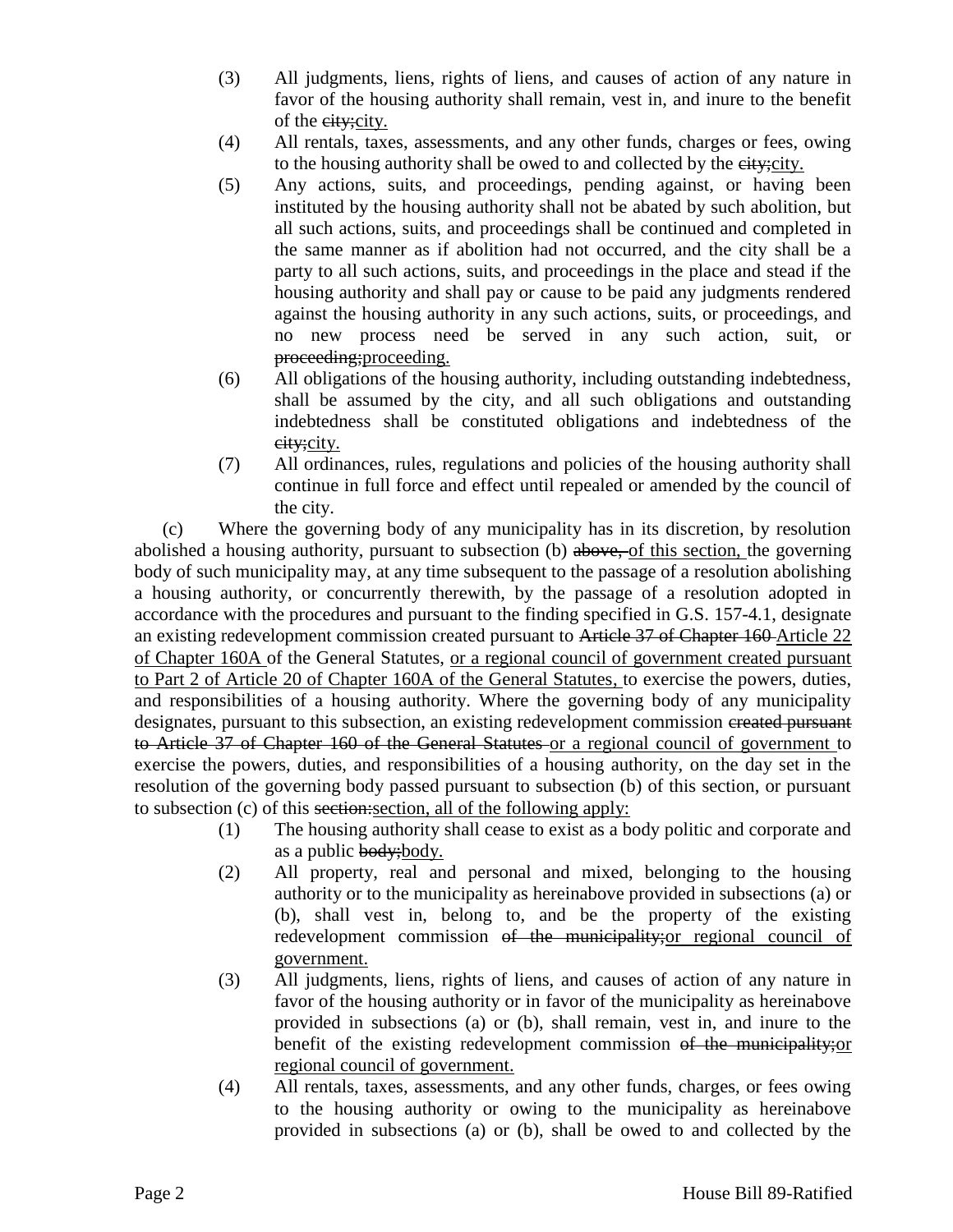(3) All judgments, liens, rights of liens, and causes of action of any nature in favor of the housing authority shall remain, vest in, and inure to the benefit of the ~~city;~~<u>city.</u>

(4) All rentals, taxes, assessments, and any other funds, charges or fees, owing to the housing authority shall be owed to and collected by the ~~city;~~<u>city.</u>

(5) Any actions, suits, and proceedings, pending against, or having been instituted by the housing authority shall not be abated by such abolition, but all such actions, suits, and proceedings shall be continued and completed in the same manner as if abolition had not occurred, and the city shall be a party to all such actions, suits, and proceedings in the place and stead if the housing authority and shall pay or cause to be paid any judgments rendered against the housing authority in any such actions, suits, or proceedings, and no new process need be served in any such action, suit, or ~~proceeding;~~<u>proceeding.</u>

(6) All obligations of the housing authority, including outstanding indebtedness, shall be assumed by the city, and all such obligations and outstanding indebtedness shall be constituted obligations and indebtedness of the ~~city;~~<u>city.</u>

(7) All ordinances, rules, regulations and policies of the housing authority shall continue in full force and effect until repealed or amended by the council of the city.

(c) Where the governing body of any municipality has in its discretion, by resolution abolished a housing authority, pursuant to subsection (b) ~~above,~~ <u>of this section,</u> the governing body of such municipality may, at any time subsequent to the passage of a resolution abolishing a housing authority, or concurrently therewith, by the passage of a resolution adopted in accordance with the procedures and pursuant to the finding specified in G.S. 157-4.1, designate an existing redevelopment commission created pursuant to ~~Article 37 of Chapter 160~~ <u>Article 22 of Chapter 160A</u> of the General Statutes, <u>or a regional council of government created pursuant to Part 2 of Article 20 of Chapter 160A of the General Statutes,</u> to exercise the powers, duties, and responsibilities of a housing authority. Where the governing body of any municipality designates, pursuant to this subsection, an existing redevelopment commission ~~created pursuant to Article 37 of Chapter 160 of the General Statutes~~ <u>or a regional council of government</u> to exercise the powers, duties, and responsibilities of a housing authority, on the day set in the resolution of the governing body passed pursuant to subsection (b) of this section, or pursuant to subsection (c) of this ~~section:~~<u>section, all of the following apply:</u>

(1) The housing authority shall cease to exist as a body politic and corporate and as a public ~~body;~~<u>body.</u>

(2) All property, real and personal and mixed, belonging to the housing authority or to the municipality as hereinabove provided in subsections (a) or (b), shall vest in, belong to, and be the property of the existing redevelopment commission ~~of the municipality;~~<u>or regional council of government.</u>

(3) All judgments, liens, rights of liens, and causes of action of any nature in favor of the housing authority or in favor of the municipality as hereinabove provided in subsections (a) or (b), shall remain, vest in, and inure to the benefit of the existing redevelopment commission ~~of the municipality;~~<u>or regional council of government.</u>

(4) All rentals, taxes, assessments, and any other funds, charges, or fees owing to the housing authority or owing to the municipality as hereinabove provided in subsections (a) or (b), shall be owed to and collected by the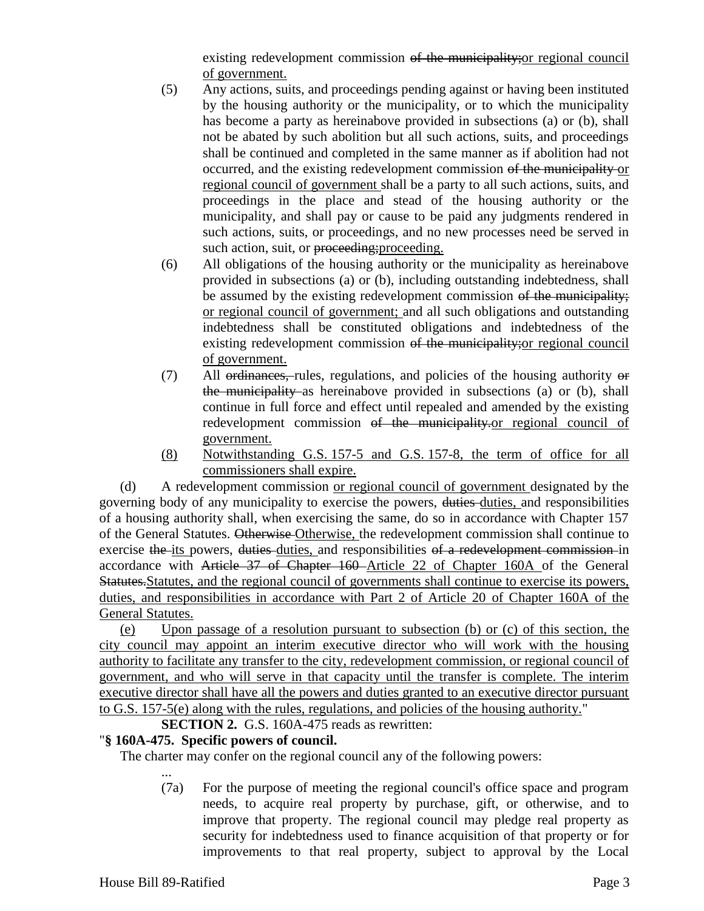existing redevelopment commission ~~of the municipality;~~<u>or regional council of government.</u>

(5) Any actions, suits, and proceedings pending against or having been instituted by the housing authority or the municipality, or to which the municipality has become a party as hereinabove provided in subsections (a) or (b), shall not be abated by such abolition but all such actions, suits, and proceedings shall be continued and completed in the same manner as if abolition had not occurred, and the existing redevelopment commission ~~of the municipality~~ <u>or regional council of government</u> shall be a party to all such actions, suits, and proceedings in the place and stead of the housing authority or the municipality, and shall pay or cause to be paid any judgments rendered in such actions, suits, or proceedings, and no new processes need be served in such action, suit, or ~~proceeding;~~<u>proceeding.</u>

(6) All obligations of the housing authority or the municipality as hereinabove provided in subsections (a) or (b), including outstanding indebtedness, shall be assumed by the existing redevelopment commission ~~of the municipality;~~ <u>or regional council of government;</u> and all such obligations and outstanding indebtedness shall be constituted obligations and indebtedness of the existing redevelopment commission ~~of the municipality;~~<u>or regional council of government.</u>

(7) All ~~ordinances,~~ rules, regulations, and policies of the housing authority ~~or the municipality~~ as hereinabove provided in subsections (a) or (b), shall continue in full force and effect until repealed and amended by the existing redevelopment commission ~~of the municipality.~~<u>or regional council of government.</u>

<u>(8) Notwithstanding G.S. 157-5 and G.S. 157-8, the term of office for all commissioners shall expire.</u>

(d) A redevelopment commission <u>or regional council of government</u> designated by the governing body of any municipality to exercise the powers, ~~duties~~ <u>duties,</u> and responsibilities of a housing authority shall, when exercising the same, do so in accordance with Chapter 157 of the General Statutes. ~~Otherwise~~ <u>Otherwise,</u> the redevelopment commission shall continue to exercise ~~the~~ <u>its</u> powers, ~~duties~~ <u>duties,</u> and responsibilities ~~of a redevelopment commission~~ in accordance with ~~Article 37 of Chapter 160~~ <u>Article 22 of Chapter 160A</u> of the General ~~Statutes.~~<u>Statutes, and the regional council of governments shall continue to exercise its powers, duties, and responsibilities in accordance with Part 2 of Article 20 of Chapter 160A of the General Statutes.</u>

<u>(e) Upon passage of a resolution pursuant to subsection (b) or (c) of this section, the city council may appoint an interim executive director who will work with the housing authority to facilitate any transfer to the city, redevelopment commission, or regional council of government, and who will serve in that capacity until the transfer is complete. The interim executive director shall have all the powers and duties granted to an executive director pursuant to G.S. 157-5(e) along with the rules, regulations, and policies of the housing authority.</u>"

**SECTION 2.** G.S. 160A-475 reads as rewritten:

"**§ 160A-475. Specific powers of council.**

The charter may confer on the regional council any of the following powers:

...

(7a) For the purpose of meeting the regional council's office space and program needs, to acquire real property by purchase, gift, or otherwise, and to improve that property. The regional council may pledge real property as security for indebtedness used to finance acquisition of that property or for improvements to that real property, subject to approval by the Local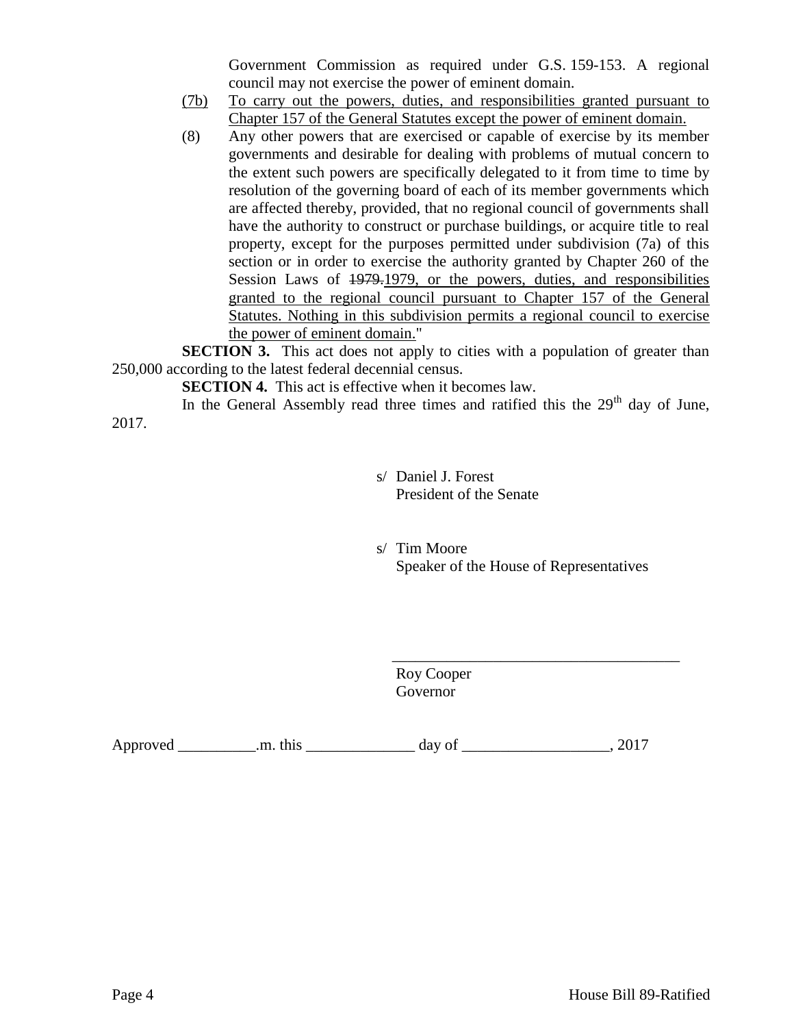Government Commission as required under G.S. 159-153. A regional council may not exercise the power of eminent domain.

(7b) To carry out the powers, duties, and responsibilities granted pursuant to Chapter 157 of the General Statutes except the power of eminent domain.

(8) Any other powers that are exercised or capable of exercise by its member governments and desirable for dealing with problems of mutual concern to the extent such powers are specifically delegated to it from time to time by resolution of the governing board of each of its member governments which are affected thereby, provided, that no regional council of governments shall have the authority to construct or purchase buildings, or acquire title to real property, except for the purposes permitted under subdivision (7a) of this section or in order to exercise the authority granted by Chapter 260 of the Session Laws of ~~1979.~~1979, or the powers, duties, and responsibilities granted to the regional council pursuant to Chapter 157 of the General Statutes. Nothing in this subdivision permits a regional council to exercise the power of eminent domain."

**SECTION 3.** This act does not apply to cities with a population of greater than 250,000 according to the latest federal decennial census.

**SECTION 4.** This act is effective when it becomes law.

In the General Assembly read three times and ratified this the 29th day of June, 2017.

s/ Daniel J. Forest
President of the Senate

s/ Tim Moore
Speaker of the House of Representatives

_____________________________________
Roy Cooper
Governor

Approved __________.m. this ______________ day of ___________________, 2017